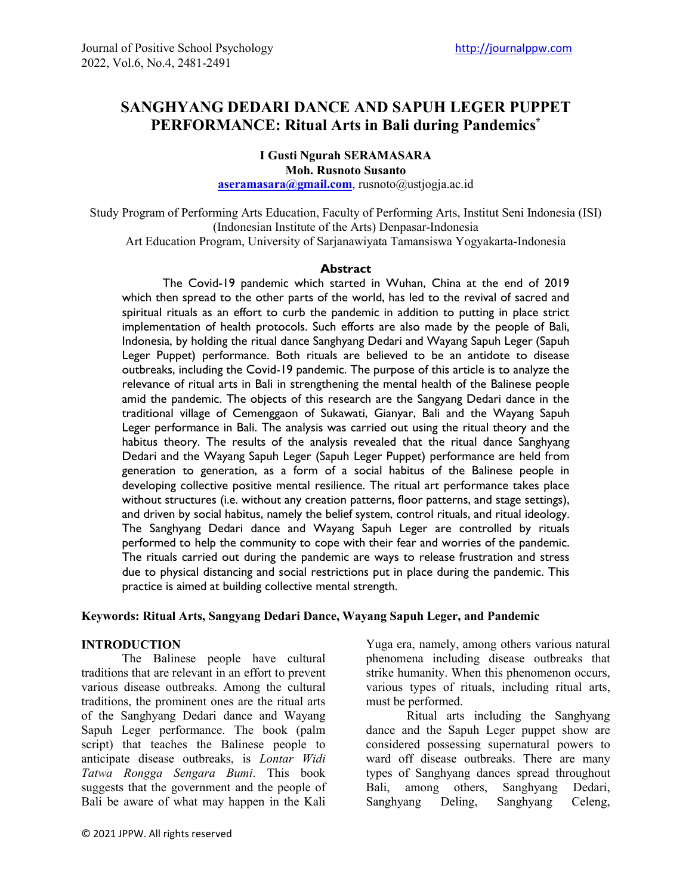# SANGHYANG DEDARI DANCE AND SAPUH LEGER PUPPET PERFORMANCE: Ritual Arts in Bali during Pandemics[*]

**I Gusti Ngurah SERAMASARA**
**Moh. Rusnoto Susanto**
**aseramasara@gmail.com**, rusnoto@ustjogja.ac.id

Study Program of Performing Arts Education, Faculty of Performing Arts, Institut Seni Indonesia (ISI) (Indonesian Institute of the Arts) Denpasar-Indonesia
Art Education Program, University of Sarjanawiyata Tamansiswa Yogyakarta-Indonesia

## Abstract

The Covid-19 pandemic which started in Wuhan, China at the end of 2019 which then spread to the other parts of the world, has led to the revival of sacred and spiritual rituals as an effort to curb the pandemic in addition to putting in place strict implementation of health protocols. Such efforts are also made by the people of Bali, Indonesia, by holding the ritual dance Sanghyang Dedari and Wayang Sapuh Leger (Sapuh Leger Puppet) performance. Both rituals are believed to be an antidote to disease outbreaks, including the Covid-19 pandemic. The purpose of this article is to analyze the relevance of ritual arts in Bali in strengthening the mental health of the Balinese people amid the pandemic. The objects of this research are the Sangyang Dedari dance in the traditional village of Cemenggaon of Sukawati, Gianyar, Bali and the Wayang Sapuh Leger performance in Bali. The analysis was carried out using the ritual theory and the habitus theory. The results of the analysis revealed that the ritual dance Sanghyang Dedari and the Wayang Sapuh Leger (Sapuh Leger Puppet) performance are held from generation to generation, as a form of a social habitus of the Balinese people in developing collective positive mental resilience. The ritual art performance takes place without structures (i.e. without any creation patterns, floor patterns, and stage settings), and driven by social habitus, namely the belief system, control rituals, and ritual ideology. The Sanghyang Dedari dance and Wayang Sapuh Leger are controlled by rituals performed to help the community to cope with their fear and worries of the pandemic. The rituals carried out during the pandemic are ways to release frustration and stress due to physical distancing and social restrictions put in place during the pandemic. This practice is aimed at building collective mental strength.

**Keywords: Ritual Arts, Sangyang Dedari Dance, Wayang Sapuh Leger, and Pandemic**

## INTRODUCTION

The Balinese people have cultural traditions that are relevant in an effort to prevent various disease outbreaks. Among the cultural traditions, the prominent ones are the ritual arts of the Sanghyang Dedari dance and Wayang Sapuh Leger performance. The book (palm script) that teaches the Balinese people to anticipate disease outbreaks, is *Lontar Widi Tatwa Rongga Sengara Bumi*. This book suggests that the government and the people of Bali be aware of what may happen in the Kali Yuga era, namely, among others various natural phenomena including disease outbreaks that strike humanity. When this phenomenon occurs, various types of rituals, including ritual arts, must be performed.

Ritual arts including the Sanghyang dance and the Sapuh Leger puppet show are considered possessing supernatural powers to ward off disease outbreaks. There are many types of Sanghyang dances spread throughout Bali, among others, Sanghyang Dedari, Sanghyang Deling, Sanghyang Celeng,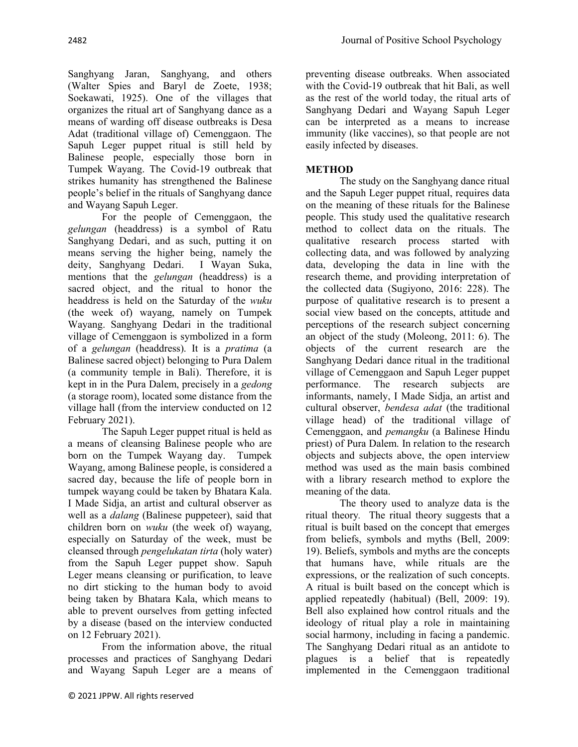Sanghyang Jaran, Sanghyang, and others (Walter Spies and Baryl de Zoete, 1938; Soekawati, 1925). One of the villages that organizes the ritual art of Sanghyang dance as a means of warding off disease outbreaks is Desa Adat (traditional village of) Cemenggaon. The Sapuh Leger puppet ritual is still held by Balinese people, especially those born in Tumpek Wayang. The Covid-19 outbreak that strikes humanity has strengthened the Balinese people's belief in the rituals of Sanghyang dance and Wayang Sapuh Leger.

For the people of Cemenggaon, the *gelungan* (headdress) is a symbol of Ratu Sanghyang Dedari, and as such, putting it on means serving the higher being, namely the deity, Sanghyang Dedari. I Wayan Suka, mentions that the *gelungan* (headdress) is a sacred object, and the ritual to honor the headdress is held on the Saturday of the *wuku* (the week of) wayang, namely on Tumpek Wayang. Sanghyang Dedari in the traditional village of Cemenggaon is symbolized in a form of a *gelungan* (headdress). It is a *pratima* (a Balinese sacred object) belonging to Pura Dalem (a community temple in Bali). Therefore, it is kept in in the Pura Dalem, precisely in a *gedong* (a storage room), located some distance from the village hall (from the interview conducted on 12 February 2021).

The Sapuh Leger puppet ritual is held as a means of cleansing Balinese people who are born on the Tumpek Wayang day. Tumpek Wayang, among Balinese people, is considered a sacred day, because the life of people born in tumpek wayang could be taken by Bhatara Kala. I Made Sidja, an artist and cultural observer as well as a *dalang* (Balinese puppeteer), said that children born on *wuku* (the week of) wayang, especially on Saturday of the week, must be cleansed through *pengelukatan tirta* (holy water) from the Sapuh Leger puppet show. Sapuh Leger means cleansing or purification, to leave no dirt sticking to the human body to avoid being taken by Bhatara Kala, which means to able to prevent ourselves from getting infected by a disease (based on the interview conducted on 12 February 2021).

From the information above, the ritual processes and practices of Sanghyang Dedari and Wayang Sapuh Leger are a means of preventing disease outbreaks. When associated with the Covid-19 outbreak that hit Bali, as well as the rest of the world today, the ritual arts of Sanghyang Dedari and Wayang Sapuh Leger can be interpreted as a means to increase immunity (like vaccines), so that people are not easily infected by diseases.

## METHOD

The study on the Sanghyang dance ritual and the Sapuh Leger puppet ritual, requires data on the meaning of these rituals for the Balinese people. This study used the qualitative research method to collect data on the rituals. The qualitative research process started with collecting data, and was followed by analyzing data, developing the data in line with the research theme, and providing interpretation of the collected data (Sugiyono, 2016: 228). The purpose of qualitative research is to present a social view based on the concepts, attitude and perceptions of the research subject concerning an object of the study (Moleong, 2011: 6). The objects of the current research are the Sanghyang Dedari dance ritual in the traditional village of Cemenggaon and Sapuh Leger puppet performance. The research subjects are informants, namely, I Made Sidja, an artist and cultural observer, *bendesa adat* (the traditional village head) of the traditional village of Cemenggaon, and *pemangku* (a Balinese Hindu priest) of Pura Dalem. In relation to the research objects and subjects above, the open interview method was used as the main basis combined with a library research method to explore the meaning of the data.

The theory used to analyze data is the ritual theory. The ritual theory suggests that a ritual is built based on the concept that emerges from beliefs, symbols and myths (Bell, 2009: 19). Beliefs, symbols and myths are the concepts that humans have, while rituals are the expressions, or the realization of such concepts. A ritual is built based on the concept which is applied repeatedly (habitual) (Bell, 2009: 19). Bell also explained how control rituals and the ideology of ritual play a role in maintaining social harmony, including in facing a pandemic. The Sanghyang Dedari ritual as an antidote to plagues is a belief that is repeatedly implemented in the Cemenggaon traditional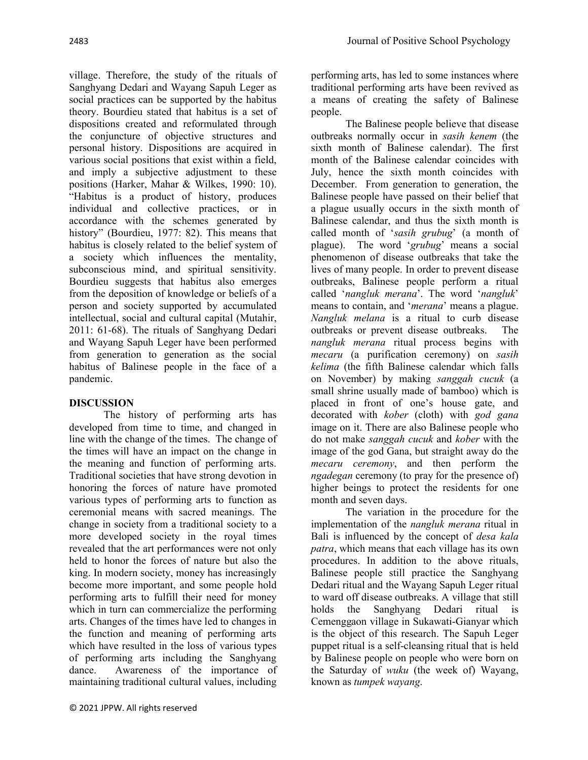village. Therefore, the study of the rituals of Sanghyang Dedari and Wayang Sapuh Leger as social practices can be supported by the habitus theory. Bourdieu stated that habitus is a set of dispositions created and reformulated through the conjuncture of objective structures and personal history. Dispositions are acquired in various social positions that exist within a field, and imply a subjective adjustment to these positions (Harker, Mahar & Wilkes, 1990: 10). "Habitus is a product of history, produces individual and collective practices, or in accordance with the schemes generated by history" (Bourdieu, 1977: 82). This means that habitus is closely related to the belief system of a society which influences the mentality, subconscious mind, and spiritual sensitivity. Bourdieu suggests that habitus also emerges from the deposition of knowledge or beliefs of a person and society supported by accumulated intellectual, social and cultural capital (Mutahir, 2011: 61-68). The rituals of Sanghyang Dedari and Wayang Sapuh Leger have been performed from generation to generation as the social habitus of Balinese people in the face of a pandemic.

## DISCUSSION

The history of performing arts has developed from time to time, and changed in line with the change of the times. The change of the times will have an impact on the change in the meaning and function of performing arts. Traditional societies that have strong devotion in honoring the forces of nature have promoted various types of performing arts to function as ceremonial means with sacred meanings. The change in society from a traditional society to a more developed society in the royal times revealed that the art performances were not only held to honor the forces of nature but also the king. In modern society, money has increasingly become more important, and some people hold performing arts to fulfill their need for money which in turn can commercialize the performing arts. Changes of the times have led to changes in the function and meaning of performing arts which have resulted in the loss of various types of performing arts including the Sanghyang dance. Awareness of the importance of maintaining traditional cultural values, including performing arts, has led to some instances where traditional performing arts have been revived as a means of creating the safety of Balinese people.

The Balinese people believe that disease outbreaks normally occur in *sasih kenem* (the sixth month of Balinese calendar). The first month of the Balinese calendar coincides with July, hence the sixth month coincides with December. From generation to generation, the Balinese people have passed on their belief that a plague usually occurs in the sixth month of Balinese calendar, and thus the sixth month is called month of '*sasih grubug*' (a month of plague). The word '*grubug*' means a social phenomenon of disease outbreaks that take the lives of many people. In order to prevent disease outbreaks, Balinese people perform a ritual called '*nangluk merana*'. The word '*nangluk*' means to contain, and '*merana*' means a plague. *Nangluk melana* is a ritual to curb disease outbreaks or prevent disease outbreaks. The *nangluk merana* ritual process begins with *mecaru* (a purification ceremony) on *sasih kelima* (the fifth Balinese calendar which falls on November) by making *sanggah cucuk* (a small shrine usually made of bamboo) which is placed in front of one's house gate, and decorated with *kober* (cloth) with *god gana* image on it. There are also Balinese people who do not make *sanggah cucuk* and *kober* with the image of the god Gana, but straight away do the *mecaru ceremony*, and then perform the *ngadegan* ceremony (to pray for the presence of) higher beings to protect the residents for one month and seven days.

The variation in the procedure for the implementation of the *nangluk merana* ritual in Bali is influenced by the concept of *desa kala patra*, which means that each village has its own procedures. In addition to the above rituals, Balinese people still practice the Sanghyang Dedari ritual and the Wayang Sapuh Leger ritual to ward off disease outbreaks. A village that still holds the Sanghyang Dedari ritual is Cemenggaon village in Sukawati-Gianyar which is the object of this research. The Sapuh Leger puppet ritual is a self-cleansing ritual that is held by Balinese people on people who were born on the Saturday of *wuku* (the week of) Wayang, known as *tumpek wayang*.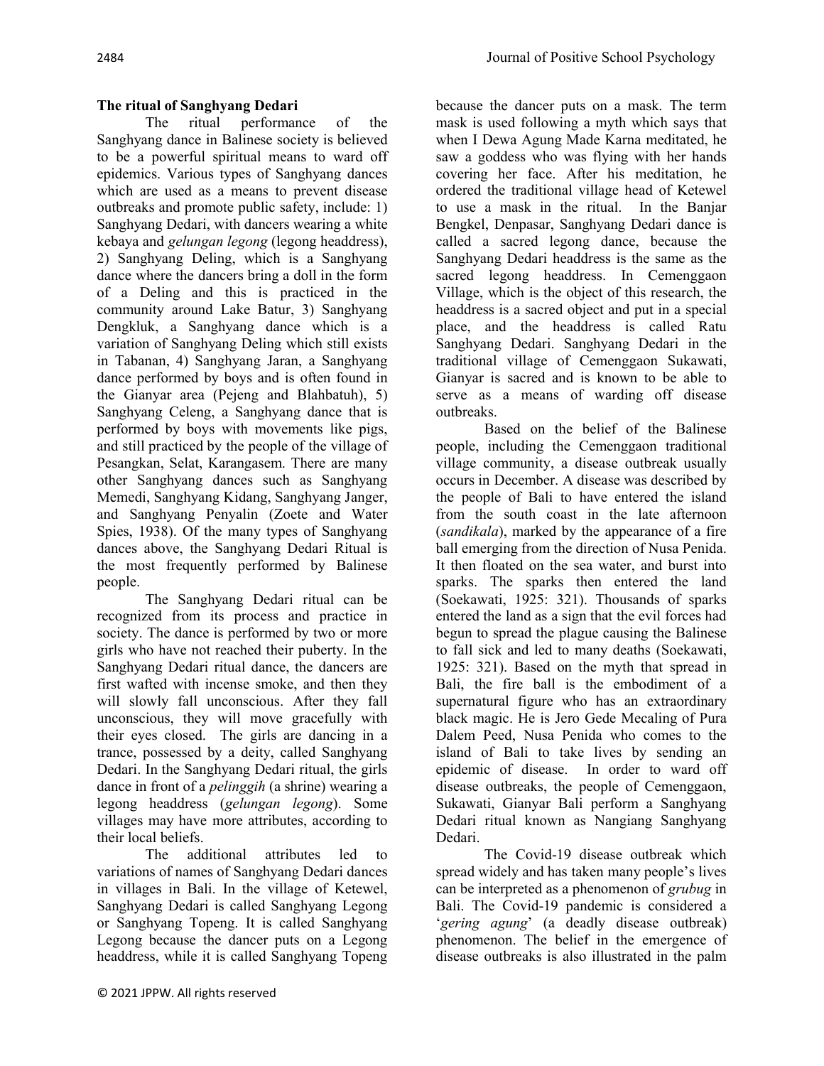**The ritual of Sanghyang Dedari**

The ritual performance of the Sanghyang dance in Balinese society is believed to be a powerful spiritual means to ward off epidemics. Various types of Sanghyang dances which are used as a means to prevent disease outbreaks and promote public safety, include: 1) Sanghyang Dedari, with dancers wearing a white kebaya and *gelungan legong* (legong headdress), 2) Sanghyang Deling, which is a Sanghyang dance where the dancers bring a doll in the form of a Deling and this is practiced in the community around Lake Batur, 3) Sanghyang Dengkluk, a Sanghyang dance which is a variation of Sanghyang Deling which still exists in Tabanan, 4) Sanghyang Jaran, a Sanghyang dance performed by boys and is often found in the Gianyar area (Pejeng and Blahbatuh), 5) Sanghyang Celeng, a Sanghyang dance that is performed by boys with movements like pigs, and still practiced by the people of the village of Pesangkan, Selat, Karangasem. There are many other Sanghyang dances such as Sanghyang Memedi, Sanghyang Kidang, Sanghyang Janger, and Sanghyang Penyalin (Zoete and Water Spies, 1938). Of the many types of Sanghyang dances above, the Sanghyang Dedari Ritual is the most frequently performed by Balinese people.

The Sanghyang Dedari ritual can be recognized from its process and practice in society. The dance is performed by two or more girls who have not reached their puberty. In the Sanghyang Dedari ritual dance, the dancers are first wafted with incense smoke, and then they will slowly fall unconscious. After they fall unconscious, they will move gracefully with their eyes closed. The girls are dancing in a trance, possessed by a deity, called Sanghyang Dedari. In the Sanghyang Dedari ritual, the girls dance in front of a *pelinggih* (a shrine) wearing a legong headdress (*gelungan legong*). Some villages may have more attributes, according to their local beliefs.

The additional attributes led to variations of names of Sanghyang Dedari dances in villages in Bali. In the village of Ketewel, Sanghyang Dedari is called Sanghyang Legong or Sanghyang Topeng. It is called Sanghyang Legong because the dancer puts on a Legong headdress, while it is called Sanghyang Topeng because the dancer puts on a mask. The term mask is used following a myth which says that when I Dewa Agung Made Karna meditated, he saw a goddess who was flying with her hands covering her face. After his meditation, he ordered the traditional village head of Ketewel to use a mask in the ritual. In the Banjar Bengkel, Denpasar, Sanghyang Dedari dance is called a sacred legong dance, because the Sanghyang Dedari headdress is the same as the sacred legong headdress. In Cemenggaon Village, which is the object of this research, the headdress is a sacred object and put in a special place, and the headdress is called Ratu Sanghyang Dedari. Sanghyang Dedari in the traditional village of Cemenggaon Sukawati, Gianyar is sacred and is known to be able to serve as a means of warding off disease outbreaks.

Based on the belief of the Balinese people, including the Cemenggaon traditional village community, a disease outbreak usually occurs in December. A disease was described by the people of Bali to have entered the island from the south coast in the late afternoon (*sandikala*), marked by the appearance of a fire ball emerging from the direction of Nusa Penida. It then floated on the sea water, and burst into sparks. The sparks then entered the land (Soekawati, 1925: 321). Thousands of sparks entered the land as a sign that the evil forces had begun to spread the plague causing the Balinese to fall sick and led to many deaths (Soekawati, 1925: 321). Based on the myth that spread in Bali, the fire ball is the embodiment of a supernatural figure who has an extraordinary black magic. He is Jero Gede Mecaling of Pura Dalem Peed, Nusa Penida who comes to the island of Bali to take lives by sending an epidemic of disease. In order to ward off disease outbreaks, the people of Cemenggaon, Sukawati, Gianyar Bali perform a Sanghyang Dedari ritual known as Nangiang Sanghyang Dedari.

The Covid-19 disease outbreak which spread widely and has taken many people's lives can be interpreted as a phenomenon of *grubug* in Bali. The Covid-19 pandemic is considered a '*gering agung*' (a deadly disease outbreak) phenomenon. The belief in the emergence of disease outbreaks is also illustrated in the palm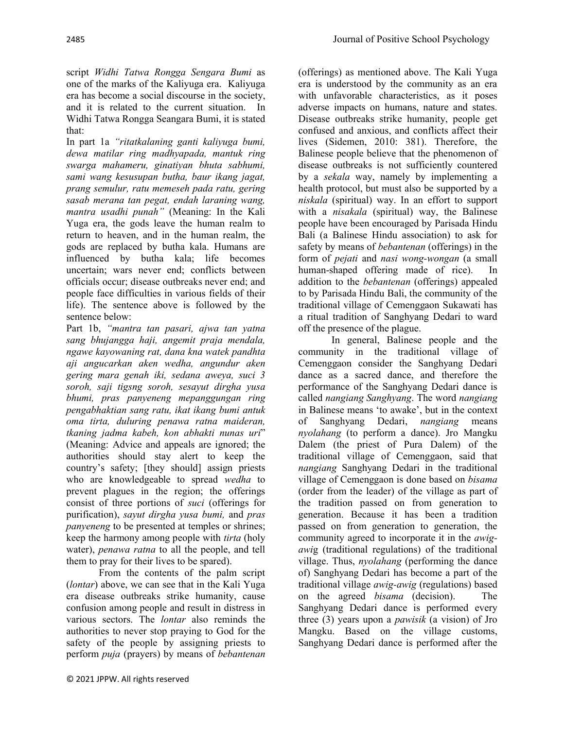script *Widhi Tatwa Rongga Sengara Bumi* as one of the marks of the Kaliyuga era. Kaliyuga era has become a social discourse in the society, and it is related to the current situation. In Widhi Tatwa Rongga Seangara Bumi, it is stated that:

In part 1a *"ritatkalaning ganti kaliyuga bumi, dewa matilar ring madhyapada, mantuk ring swarga mahameru, ginatiyan bhuta sabhumi, sami wang kesusupan butha, baur ikang jagat, prang semulur, ratu memeseh pada ratu, gering sasab merana tan pegat, endah laraning wang, mantra usadhi punah"* (Meaning: In the Kali Yuga era, the gods leave the human realm to return to heaven, and in the human realm, the gods are replaced by butha kala. Humans are influenced by butha kala; life becomes uncertain; wars never end; conflicts between officials occur; disease outbreaks never end; and people face difficulties in various fields of their life). The sentence above is followed by the sentence below:

Part 1b, *"mantra tan pasari, ajwa tan yatna sang bhujangga haji, angemit praja mendala, ngawe kayowaning rat, dana kna watek pandhta aji angucarkan aken wedha, angundur aken gering mara genah iki, sedana aweya, suci 3 soroh, saji tigsng soroh, sesayut dirgha yusa bhumi, pras panyeneng mepanggungan ring pengabhaktian sang ratu, ikat ikang bumi antuk oma tirta, duluring penawa ratna maideran, tkaning jadma kabeh, kon abhakti nunas uri*" (Meaning: Advice and appeals are ignored; the authorities should stay alert to keep the country's safety; [they should] assign priests who are knowledgeable to spread *wedha* to prevent plagues in the region; the offerings consist of three portions of *suci* (offerings for purification), *sayut dirgha yusa bumi,* and *pras panyeneng* to be presented at temples or shrines; keep the harmony among people with *tirta* (holy water), *penawa ratna* to all the people, and tell them to pray for their lives to be spared).

From the contents of the palm script (*lontar*) above, we can see that in the Kali Yuga era disease outbreaks strike humanity, cause confusion among people and result in distress in various sectors. The *lontar* also reminds the authorities to never stop praying to God for the safety of the people by assigning priests to perform *puja* (prayers) by means of *bebantenan* (offerings) as mentioned above. The Kali Yuga era is understood by the community as an era with unfavorable characteristics, as it poses adverse impacts on humans, nature and states. Disease outbreaks strike humanity, people get confused and anxious, and conflicts affect their lives (Sidemen, 2010: 381). Therefore, the Balinese people believe that the phenomenon of disease outbreaks is not sufficiently countered by a *sekala* way, namely by implementing a health protocol, but must also be supported by a *niskala* (spiritual) way. In an effort to support with a *nisakala* (spiritual) way, the Balinese people have been encouraged by Parisada Hindu Bali (a Balinese Hindu association) to ask for safety by means of *bebantenan* (offerings) in the form of *pejati* and *nasi wong-wongan* (a small human-shaped offering made of rice). In addition to the *bebantenan* (offerings) appealed to by Parisada Hindu Bali, the community of the traditional village of Cemenggaon Sukawati has a ritual tradition of Sanghyang Dedari to ward off the presence of the plague.

In general, Balinese people and the community in the traditional village of Cemenggaon consider the Sanghyang Dedari dance as a sacred dance, and therefore the performance of the Sanghyang Dedari dance is called *nangiang Sanghyang*. The word *nangiang* in Balinese means 'to awake', but in the context of Sanghyang Dedari, *nangiang* means *nyolahang* (to perform a dance). Jro Mangku Dalem (the priest of Pura Dalem) of the traditional village of Cemenggaon, said that *nangiang* Sanghyang Dedari in the traditional village of Cemenggaon is done based on *bisama* (order from the leader) of the village as part of the tradition passed on from generation to generation. Because it has been a tradition passed on from generation to generation, the community agreed to incorporate it in the *awig-awig* (traditional regulations) of the traditional village. Thus, *nyolahang* (performing the dance of) Sanghyang Dedari has become a part of the traditional village *awig-awig* (regulations) based on the agreed *bisama* (decision). The Sanghyang Dedari dance is performed every three (3) years upon a *pawisik* (a vision) of Jro Mangku. Based on the village customs, Sanghyang Dedari dance is performed after the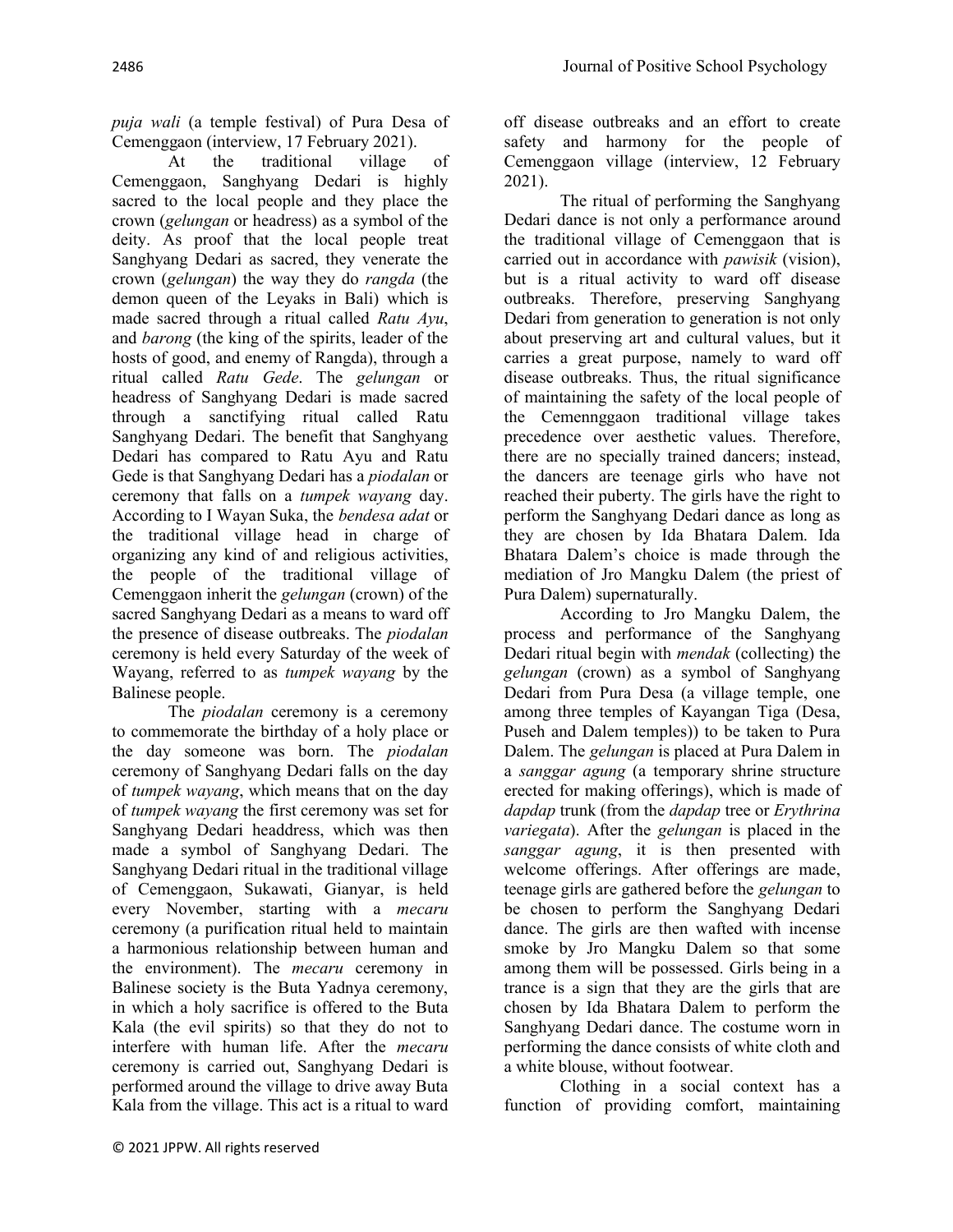*puja wali* (a temple festival) of Pura Desa of Cemenggaon (interview, 17 February 2021).

At the traditional village of Cemenggaon, Sanghyang Dedari is highly sacred to the local people and they place the crown (*gelungan* or headress) as a symbol of the deity. As proof that the local people treat Sanghyang Dedari as sacred, they venerate the crown (*gelungan*) the way they do *rangda* (the demon queen of the Leyaks in Bali) which is made sacred through a ritual called *Ratu Ayu*, and *barong* (the king of the spirits, leader of the hosts of good, and enemy of Rangda), through a ritual called *Ratu Gede*. The *gelungan* or headress of Sanghyang Dedari is made sacred through a sanctifying ritual called Ratu Sanghyang Dedari. The benefit that Sanghyang Dedari has compared to Ratu Ayu and Ratu Gede is that Sanghyang Dedari has a *piodalan* or ceremony that falls on a *tumpek wayang* day. According to I Wayan Suka, the *bendesa adat* or the traditional village head in charge of organizing any kind of and religious activities, the people of the traditional village of Cemenggaon inherit the *gelungan* (crown) of the sacred Sanghyang Dedari as a means to ward off the presence of disease outbreaks. The *piodalan* ceremony is held every Saturday of the week of Wayang, referred to as *tumpek wayang* by the Balinese people.

The *piodalan* ceremony is a ceremony to commemorate the birthday of a holy place or the day someone was born. The *piodalan* ceremony of Sanghyang Dedari falls on the day of *tumpek wayang*, which means that on the day of *tumpek wayang* the first ceremony was set for Sanghyang Dedari headdress, which was then made a symbol of Sanghyang Dedari. The Sanghyang Dedari ritual in the traditional village of Cemenggaon, Sukawati, Gianyar, is held every November, starting with a *mecaru* ceremony (a purification ritual held to maintain a harmonious relationship between human and the environment). The *mecaru* ceremony in Balinese society is the Buta Yadnya ceremony, in which a holy sacrifice is offered to the Buta Kala (the evil spirits) so that they do not to interfere with human life. After the *mecaru* ceremony is carried out, Sanghyang Dedari is performed around the village to drive away Buta Kala from the village. This act is a ritual to ward off disease outbreaks and an effort to create safety and harmony for the people of Cemenggaon village (interview, 12 February 2021).

The ritual of performing the Sanghyang Dedari dance is not only a performance around the traditional village of Cemenggaon that is carried out in accordance with *pawisik* (vision), but is a ritual activity to ward off disease outbreaks. Therefore, preserving Sanghyang Dedari from generation to generation is not only about preserving art and cultural values, but it carries a great purpose, namely to ward off disease outbreaks. Thus, the ritual significance of maintaining the safety of the local people of the Cemennggaon traditional village takes precedence over aesthetic values. Therefore, there are no specially trained dancers; instead, the dancers are teenage girls who have not reached their puberty. The girls have the right to perform the Sanghyang Dedari dance as long as they are chosen by Ida Bhatara Dalem. Ida Bhatara Dalem's choice is made through the mediation of Jro Mangku Dalem (the priest of Pura Dalem) supernaturally.

According to Jro Mangku Dalem, the process and performance of the Sanghyang Dedari ritual begin with *mendak* (collecting) the *gelungan* (crown) as a symbol of Sanghyang Dedari from Pura Desa (a village temple, one among three temples of Kayangan Tiga (Desa, Puseh and Dalem temples)) to be taken to Pura Dalem. The *gelungan* is placed at Pura Dalem in a *sanggar agung* (a temporary shrine structure erected for making offerings), which is made of *dapdap* trunk (from the *dapdap* tree or *Erythrina variegata*). After the *gelungan* is placed in the *sanggar agung*, it is then presented with welcome offerings. After offerings are made, teenage girls are gathered before the *gelungan* to be chosen to perform the Sanghyang Dedari dance. The girls are then wafted with incense smoke by Jro Mangku Dalem so that some among them will be possessed. Girls being in a trance is a sign that they are the girls that are chosen by Ida Bhatara Dalem to perform the Sanghyang Dedari dance. The costume worn in performing the dance consists of white cloth and a white blouse, without footwear.

Clothing in a social context has a function of providing comfort, maintaining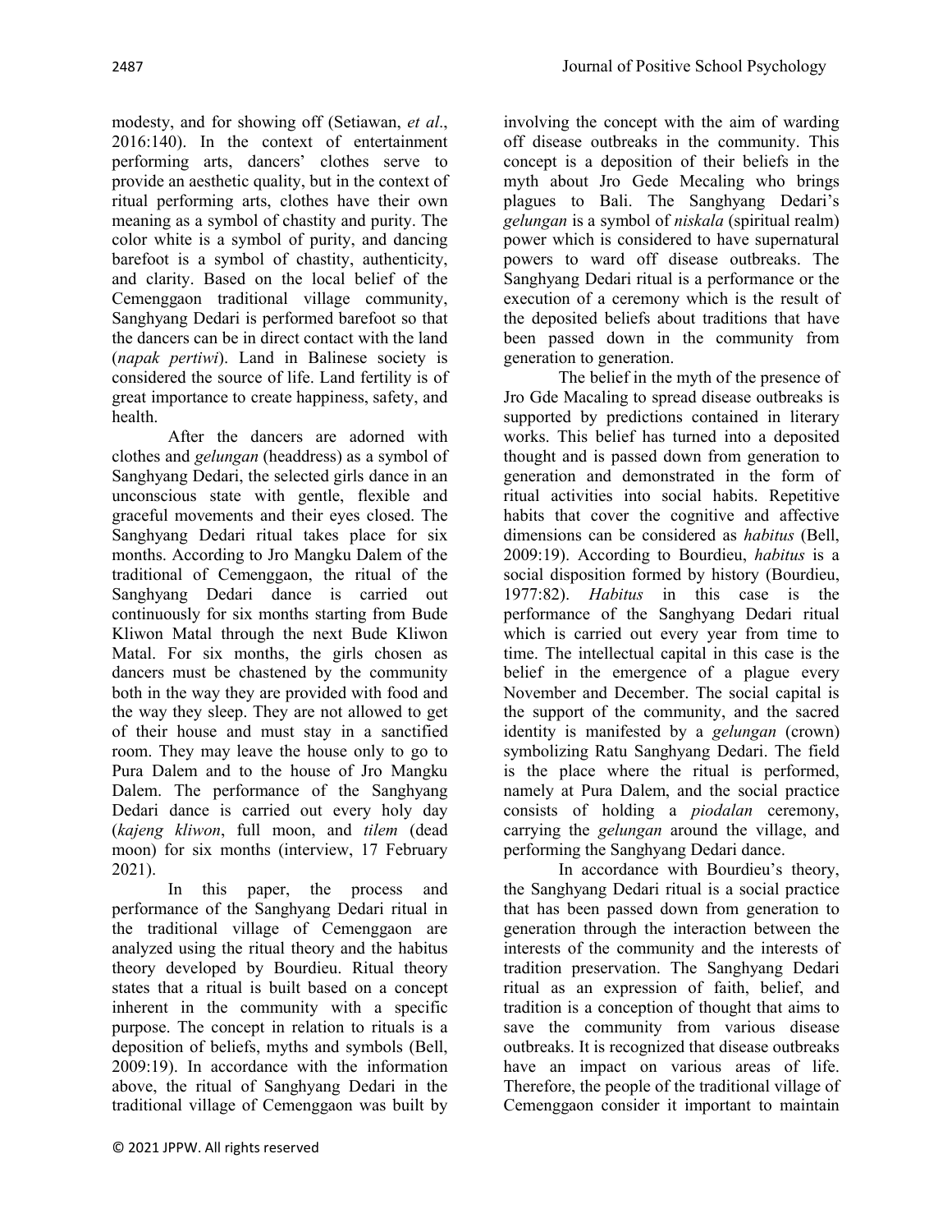modesty, and for showing off (Setiawan, *et al*., 2016:140). In the context of entertainment performing arts, dancers' clothes serve to provide an aesthetic quality, but in the context of ritual performing arts, clothes have their own meaning as a symbol of chastity and purity. The color white is a symbol of purity, and dancing barefoot is a symbol of chastity, authenticity, and clarity. Based on the local belief of the Cemenggaon traditional village community, Sanghyang Dedari is performed barefoot so that the dancers can be in direct contact with the land (*napak pertiwi*). Land in Balinese society is considered the source of life. Land fertility is of great importance to create happiness, safety, and health.

After the dancers are adorned with clothes and *gelungan* (headdress) as a symbol of Sanghyang Dedari, the selected girls dance in an unconscious state with gentle, flexible and graceful movements and their eyes closed. The Sanghyang Dedari ritual takes place for six months. According to Jro Mangku Dalem of the traditional of Cemenggaon, the ritual of the Sanghyang Dedari dance is carried out continuously for six months starting from Bude Kliwon Matal through the next Bude Kliwon Matal. For six months, the girls chosen as dancers must be chastened by the community both in the way they are provided with food and the way they sleep. They are not allowed to get of their house and must stay in a sanctified room. They may leave the house only to go to Pura Dalem and to the house of Jro Mangku Dalem. The performance of the Sanghyang Dedari dance is carried out every holy day (*kajeng kliwon*, full moon, and *tilem* (dead moon) for six months (interview, 17 February 2021).

In this paper, the process and performance of the Sanghyang Dedari ritual in the traditional village of Cemenggaon are analyzed using the ritual theory and the habitus theory developed by Bourdieu. Ritual theory states that a ritual is built based on a concept inherent in the community with a specific purpose. The concept in relation to rituals is a deposition of beliefs, myths and symbols (Bell, 2009:19). In accordance with the information above, the ritual of Sanghyang Dedari in the traditional village of Cemenggaon was built by involving the concept with the aim of warding off disease outbreaks in the community. This concept is a deposition of their beliefs in the myth about Jro Gede Mecaling who brings plagues to Bali. The Sanghyang Dedari's *gelungan* is a symbol of *niskala* (spiritual realm) power which is considered to have supernatural powers to ward off disease outbreaks. The Sanghyang Dedari ritual is a performance or the execution of a ceremony which is the result of the deposited beliefs about traditions that have been passed down in the community from generation to generation.

The belief in the myth of the presence of Jro Gde Macaling to spread disease outbreaks is supported by predictions contained in literary works. This belief has turned into a deposited thought and is passed down from generation to generation and demonstrated in the form of ritual activities into social habits. Repetitive habits that cover the cognitive and affective dimensions can be considered as *habitus* (Bell, 2009:19). According to Bourdieu, *habitus* is a social disposition formed by history (Bourdieu, 1977:82). *Habitus* in this case is the performance of the Sanghyang Dedari ritual which is carried out every year from time to time. The intellectual capital in this case is the belief in the emergence of a plague every November and December. The social capital is the support of the community, and the sacred identity is manifested by a *gelungan* (crown) symbolizing Ratu Sanghyang Dedari. The field is the place where the ritual is performed, namely at Pura Dalem, and the social practice consists of holding a *piodalan* ceremony, carrying the *gelungan* around the village, and performing the Sanghyang Dedari dance.

In accordance with Bourdieu's theory, the Sanghyang Dedari ritual is a social practice that has been passed down from generation to generation through the interaction between the interests of the community and the interests of tradition preservation. The Sanghyang Dedari ritual as an expression of faith, belief, and tradition is a conception of thought that aims to save the community from various disease outbreaks. It is recognized that disease outbreaks have an impact on various areas of life. Therefore, the people of the traditional village of Cemenggaon consider it important to maintain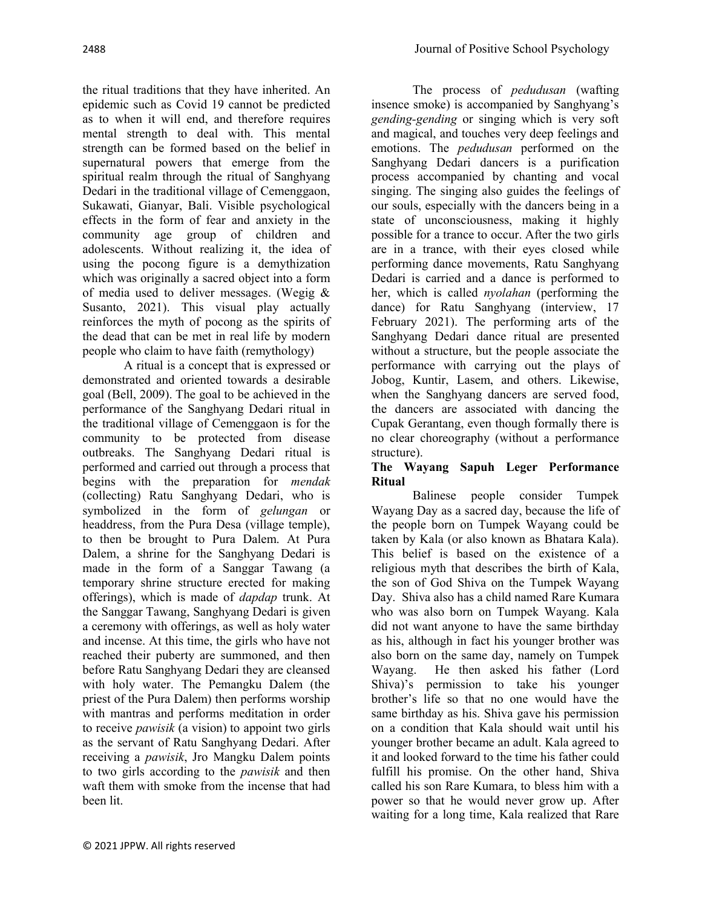the ritual traditions that they have inherited. An epidemic such as Covid 19 cannot be predicted as to when it will end, and therefore requires mental strength to deal with. This mental strength can be formed based on the belief in supernatural powers that emerge from the spiritual realm through the ritual of Sanghyang Dedari in the traditional village of Cemenggaon, Sukawati, Gianyar, Bali. Visible psychological effects in the form of fear and anxiety in the community age group of children and adolescents. Without realizing it, the idea of using the pocong figure is a demythization which was originally a sacred object into a form of media used to deliver messages. (Wegig & Susanto, 2021). This visual play actually reinforces the myth of pocong as the spirits of the dead that can be met in real life by modern people who claim to have faith (remythology)

A ritual is a concept that is expressed or demonstrated and oriented towards a desirable goal (Bell, 2009). The goal to be achieved in the performance of the Sanghyang Dedari ritual in the traditional village of Cemenggaon is for the community to be protected from disease outbreaks. The Sanghyang Dedari ritual is performed and carried out through a process that begins with the preparation for *mendak* (collecting) Ratu Sanghyang Dedari, who is symbolized in the form of *gelungan* or headdress, from the Pura Desa (village temple), to then be brought to Pura Dalem. At Pura Dalem, a shrine for the Sanghyang Dedari is made in the form of a Sanggar Tawang (a temporary shrine structure erected for making offerings), which is made of *dapdap* trunk. At the Sanggar Tawang, Sanghyang Dedari is given a ceremony with offerings, as well as holy water and incense. At this time, the girls who have not reached their puberty are summoned, and then before Ratu Sanghyang Dedari they are cleansed with holy water. The Pemangku Dalem (the priest of the Pura Dalem) then performs worship with mantras and performs meditation in order to receive *pawisik* (a vision) to appoint two girls as the servant of Ratu Sanghyang Dedari. After receiving a *pawisik*, Jro Mangku Dalem points to two girls according to the *pawisik* and then waft them with smoke from the incense that had been lit.

The process of *pedudusan* (wafting insence smoke) is accompanied by Sanghyang's *gending-gending* or singing which is very soft and magical, and touches very deep feelings and emotions. The *pedudusan* performed on the Sanghyang Dedari dancers is a purification process accompanied by chanting and vocal singing. The singing also guides the feelings of our souls, especially with the dancers being in a state of unconsciousness, making it highly possible for a trance to occur. After the two girls are in a trance, with their eyes closed while performing dance movements, Ratu Sanghyang Dedari is carried and a dance is performed to her, which is called *nyolahan* (performing the dance) for Ratu Sanghyang (interview, 17 February 2021). The performing arts of the Sanghyang Dedari dance ritual are presented without a structure, but the people associate the performance with carrying out the plays of Jobog, Kuntir, Lasem, and others. Likewise, when the Sanghyang dancers are served food, the dancers are associated with dancing the Cupak Gerantang, even though formally there is no clear choreography (without a performance structure).

**The Wayang Sapuh Leger Performance Ritual**

Balinese people consider Tumpek Wayang Day as a sacred day, because the life of the people born on Tumpek Wayang could be taken by Kala (or also known as Bhatara Kala). This belief is based on the existence of a religious myth that describes the birth of Kala, the son of God Shiva on the Tumpek Wayang Day. Shiva also has a child named Rare Kumara who was also born on Tumpek Wayang. Kala did not want anyone to have the same birthday as his, although in fact his younger brother was also born on the same day, namely on Tumpek Wayang. He then asked his father (Lord Shiva)'s permission to take his younger brother's life so that no one would have the same birthday as his. Shiva gave his permission on a condition that Kala should wait until his younger brother became an adult. Kala agreed to it and looked forward to the time his father could fulfill his promise. On the other hand, Shiva called his son Rare Kumara, to bless him with a power so that he would never grow up. After waiting for a long time, Kala realized that Rare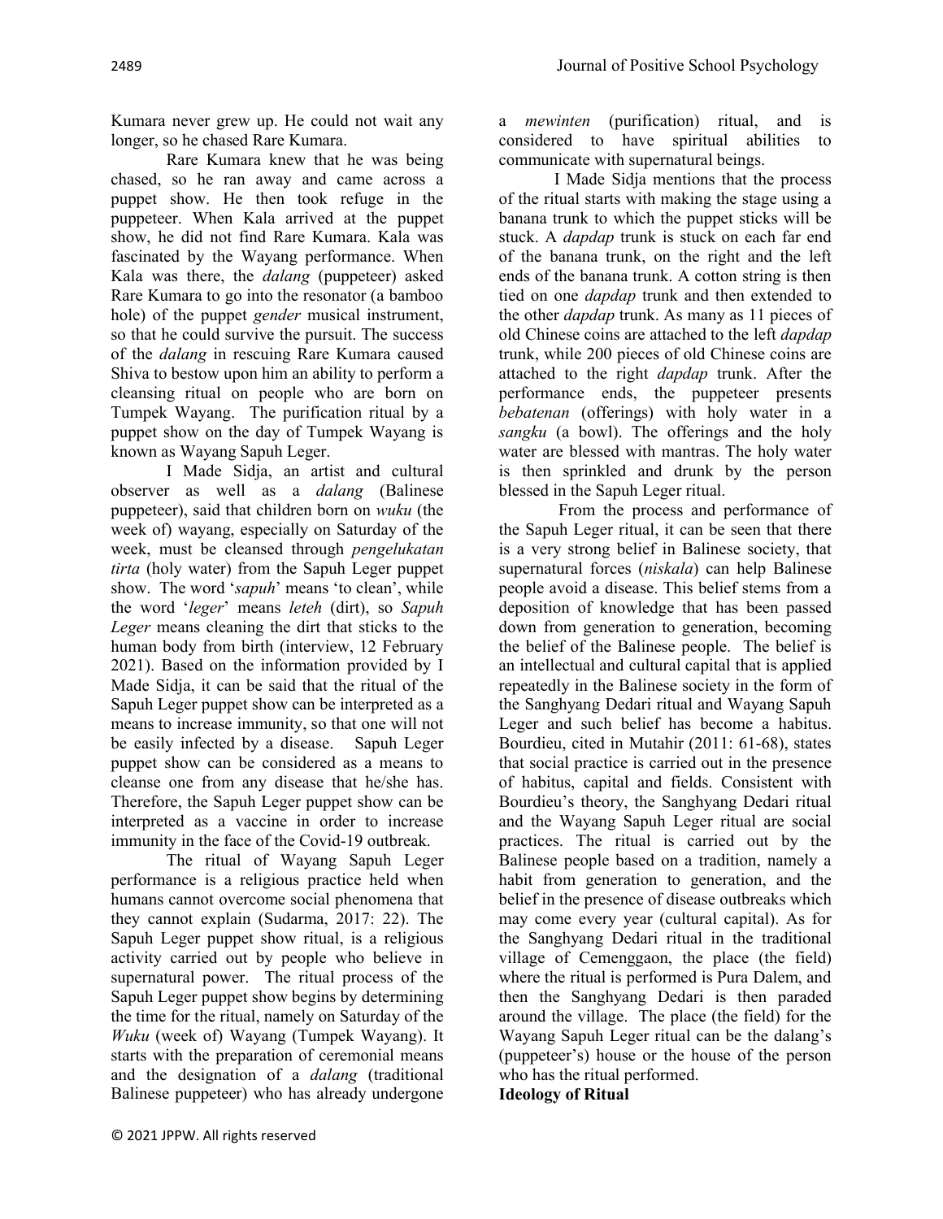Kumara never grew up. He could not wait any longer, so he chased Rare Kumara.

Rare Kumara knew that he was being chased, so he ran away and came across a puppet show. He then took refuge in the puppeteer. When Kala arrived at the puppet show, he did not find Rare Kumara. Kala was fascinated by the Wayang performance. When Kala was there, the *dalang* (puppeteer) asked Rare Kumara to go into the resonator (a bamboo hole) of the puppet *gender* musical instrument, so that he could survive the pursuit. The success of the *dalang* in rescuing Rare Kumara caused Shiva to bestow upon him an ability to perform a cleansing ritual on people who are born on Tumpek Wayang. The purification ritual by a puppet show on the day of Tumpek Wayang is known as Wayang Sapuh Leger.

I Made Sidja, an artist and cultural observer as well as a *dalang* (Balinese puppeteer), said that children born on *wuku* (the week of) wayang, especially on Saturday of the week, must be cleansed through *pengelukatan tirta* (holy water) from the Sapuh Leger puppet show. The word '*sapuh*' means 'to clean', while the word '*leger*' means *leteh* (dirt), so *Sapuh Leger* means cleaning the dirt that sticks to the human body from birth (interview, 12 February 2021). Based on the information provided by I Made Sidja, it can be said that the ritual of the Sapuh Leger puppet show can be interpreted as a means to increase immunity, so that one will not be easily infected by a disease. Sapuh Leger puppet show can be considered as a means to cleanse one from any disease that he/she has. Therefore, the Sapuh Leger puppet show can be interpreted as a vaccine in order to increase immunity in the face of the Covid-19 outbreak.

The ritual of Wayang Sapuh Leger performance is a religious practice held when humans cannot overcome social phenomena that they cannot explain (Sudarma, 2017: 22). The Sapuh Leger puppet show ritual, is a religious activity carried out by people who believe in supernatural power. The ritual process of the Sapuh Leger puppet show begins by determining the time for the ritual, namely on Saturday of the *Wuku* (week of) Wayang (Tumpek Wayang). It starts with the preparation of ceremonial means and the designation of a *dalang* (traditional Balinese puppeteer) who has already undergone a *mewinten* (purification) ritual, and is considered to have spiritual abilities to communicate with supernatural beings.

I Made Sidja mentions that the process of the ritual starts with making the stage using a banana trunk to which the puppet sticks will be stuck. A *dapdap* trunk is stuck on each far end of the banana trunk, on the right and the left ends of the banana trunk. A cotton string is then tied on one *dapdap* trunk and then extended to the other *dapdap* trunk. As many as 11 pieces of old Chinese coins are attached to the left *dapdap* trunk, while 200 pieces of old Chinese coins are attached to the right *dapdap* trunk. After the performance ends, the puppeteer presents *bebatenan* (offerings) with holy water in a *sangku* (a bowl). The offerings and the holy water are blessed with mantras. The holy water is then sprinkled and drunk by the person blessed in the Sapuh Leger ritual.

From the process and performance of the Sapuh Leger ritual, it can be seen that there is a very strong belief in Balinese society, that supernatural forces (*niskala*) can help Balinese people avoid a disease. This belief stems from a deposition of knowledge that has been passed down from generation to generation, becoming the belief of the Balinese people. The belief is an intellectual and cultural capital that is applied repeatedly in the Balinese society in the form of the Sanghyang Dedari ritual and Wayang Sapuh Leger and such belief has become a habitus. Bourdieu, cited in Mutahir (2011: 61-68), states that social practice is carried out in the presence of habitus, capital and fields. Consistent with Bourdieu's theory, the Sanghyang Dedari ritual and the Wayang Sapuh Leger ritual are social practices. The ritual is carried out by the Balinese people based on a tradition, namely a habit from generation to generation, and the belief in the presence of disease outbreaks which may come every year (cultural capital). As for the Sanghyang Dedari ritual in the traditional village of Cemenggaon, the place (the field) where the ritual is performed is Pura Dalem, and then the Sanghyang Dedari is then paraded around the village. The place (the field) for the Wayang Sapuh Leger ritual can be the dalang's (puppeteer's) house or the house of the person who has the ritual performed.

**Ideology of Ritual**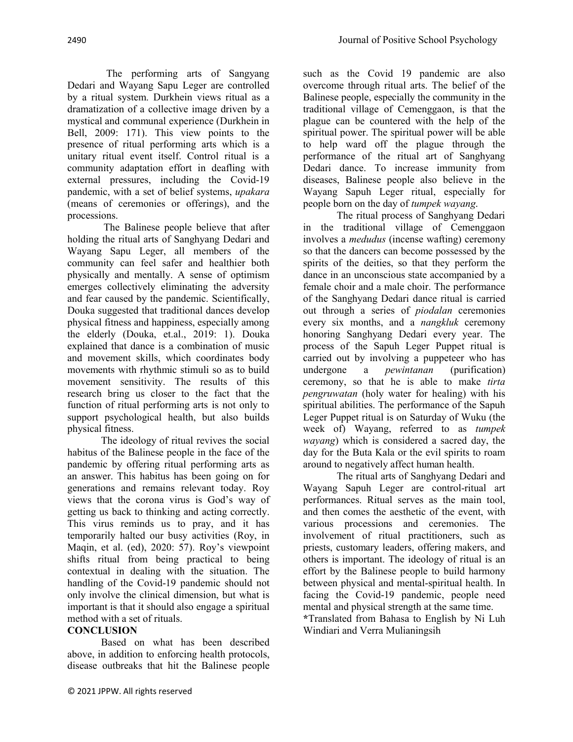The performing arts of Sangyang Dedari and Wayang Sapu Leger are controlled by a ritual system. Durkhein views ritual as a dramatization of a collective image driven by a mystical and communal experience (Durkhein in Bell, 2009: 171). This view points to the presence of ritual performing arts which is a unitary ritual event itself. Control ritual is a community adaptation effort in deafling with external pressures, including the Covid-19 pandemic, with a set of belief systems, *upakara* (means of ceremonies or offerings), and the processions.

The Balinese people believe that after holding the ritual arts of Sanghyang Dedari and Wayang Sapu Leger, all members of the community can feel safer and healthier both physically and mentally. A sense of optimism emerges collectively eliminating the adversity and fear caused by the pandemic. Scientifically, Douka suggested that traditional dances develop physical fitness and happiness, especially among the elderly (Douka, et.al., 2019: 1). Douka explained that dance is a combination of music and movement skills, which coordinates body movements with rhythmic stimuli so as to build movement sensitivity. The results of this research bring us closer to the fact that the function of ritual performing arts is not only to support psychological health, but also builds physical fitness.

The ideology of ritual revives the social habitus of the Balinese people in the face of the pandemic by offering ritual performing arts as an answer. This habitus has been going on for generations and remains relevant today. Roy views that the corona virus is God's way of getting us back to thinking and acting correctly. This virus reminds us to pray, and it has temporarily halted our busy activities (Roy, in Maqin, et al. (ed), 2020: 57). Roy's viewpoint shifts ritual from being practical to being contextual in dealing with the situation. The handling of the Covid-19 pandemic should not only involve the clinical dimension, but what is important is that it should also engage a spiritual method with a set of rituals.

## CONCLUSION

Based on what has been described above, in addition to enforcing health protocols, disease outbreaks that hit the Balinese people such as the Covid 19 pandemic are also overcome through ritual arts. The belief of the Balinese people, especially the community in the traditional village of Cemenggaon, is that the plague can be countered with the help of the spiritual power. The spiritual power will be able to help ward off the plague through the performance of the ritual art of Sanghyang Dedari dance. To increase immunity from diseases, Balinese people also believe in the Wayang Sapuh Leger ritual, especially for people born on the day of *tumpek wayang*.

The ritual process of Sanghyang Dedari in the traditional village of Cemenggaon involves a *medudus* (incense wafting) ceremony so that the dancers can become possessed by the spirits of the deities, so that they perform the dance in an unconscious state accompanied by a female choir and a male choir. The performance of the Sanghyang Dedari dance ritual is carried out through a series of *piodalan* ceremonies every six months, and a *nangkluk* ceremony honoring Sanghyang Dedari every year. The process of the Sapuh Leger Puppet ritual is carried out by involving a puppeteer who has undergone a *pewintanan* (purification) ceremony, so that he is able to make *tirta pengruwatan* (holy water for healing) with his spiritual abilities. The performance of the Sapuh Leger Puppet ritual is on Saturday of Wuku (the week of) Wayang, referred to as *tumpek wayang*) which is considered a sacred day, the day for the Buta Kala or the evil spirits to roam around to negatively affect human health.

The ritual arts of Sanghyang Dedari and Wayang Sapuh Leger are control-ritual art performances. Ritual serves as the main tool, and then comes the aesthetic of the event, with various processions and ceremonies. The involvement of ritual practitioners, such as priests, customary leaders, offering makers, and others is important. The ideology of ritual is an effort by the Balinese people to build harmony between physical and mental-spiritual health. In facing the Covid-19 pandemic, people need mental and physical strength at the same time.

*Translated from Bahasa to English by Ni Luh Windiari and Verra Mulianingsih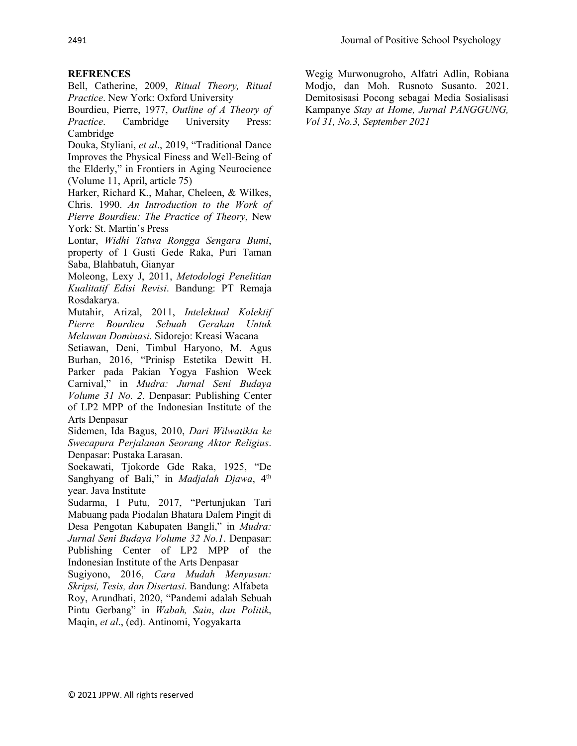**REFRENCES**

Bell, Catherine, 2009, *Ritual Theory, Ritual Practice*. New York: Oxford University

Bourdieu, Pierre, 1977, *Outline of A Theory of Practice*. Cambridge University Press: Cambridge

Douka, Styliani, *et al*., 2019, "Traditional Dance Improves the Physical Finess and Well-Being of the Elderly," in Frontiers in Aging Neurocience (Volume 11, April, article 75)

Harker, Richard K., Mahar, Cheleen, & Wilkes, Chris. 1990. *An Introduction to the Work of Pierre Bourdieu: The Practice of Theory*, New York: St. Martin's Press

Lontar, *Widhi Tatwa Rongga Sengara Bumi*, property of I Gusti Gede Raka, Puri Taman Saba, Blahbatuh, Gianyar

Moleong, Lexy J, 2011, *Metodologi Penelitian Kualitatif Edisi Revisi*. Bandung: PT Remaja Rosdakarya.

Mutahir, Arizal, 2011, *Intelektual Kolektif Pierre Bourdieu Sebuah Gerakan Untuk Melawan Dominasi*. Sidorejo: Kreasi Wacana

Setiawan, Deni, Timbul Haryono, M. Agus Burhan, 2016, "Prinisp Estetika Dewitt H. Parker pada Pakian Yogya Fashion Week Carnival," in *Mudra: Jurnal Seni Budaya Volume 31 No. 2*. Denpasar: Publishing Center of LP2 MPP of the Indonesian Institute of the Arts Denpasar

Sidemen, Ida Bagus, 2010, *Dari Wilwatikta ke Swecapura Perjalanan Seorang Aktor Religius*. Denpasar: Pustaka Larasan.

Soekawati, Tjokorde Gde Raka, 1925, "De Sanghyang of Bali," in *Madjalah Djawa*, 4th year. Java Institute

Sudarma, I Putu, 2017, "Pertunjukan Tari Mabuang pada Piodalan Bhatara Dalem Pingit di Desa Pengotan Kabupaten Bangli," in *Mudra: Jurnal Seni Budaya Volume 32 No.1*. Denpasar: Publishing Center of LP2 MPP of the Indonesian Institute of the Arts Denpasar

Sugiyono, 2016, *Cara Mudah Menyusun: Skripsi, Tesis, dan Disertasi*. Bandung: Alfabeta

Roy, Arundhati, 2020, "Pandemi adalah Sebuah Pintu Gerbang" in *Wabah, Sain*, *dan Politik*, Maqin, *et al*., (ed). Antinomi, Yogyakarta

Wegig Murwonugroho, Alfatri Adlin, Robiana Modjo, dan Moh. Rusnoto Susanto. 2021. Demitosisasi Pocong sebagai Media Sosialisasi Kampanye *Stay at Home, Jurnal PANGGUNG, Vol 31, No.3, September 2021*